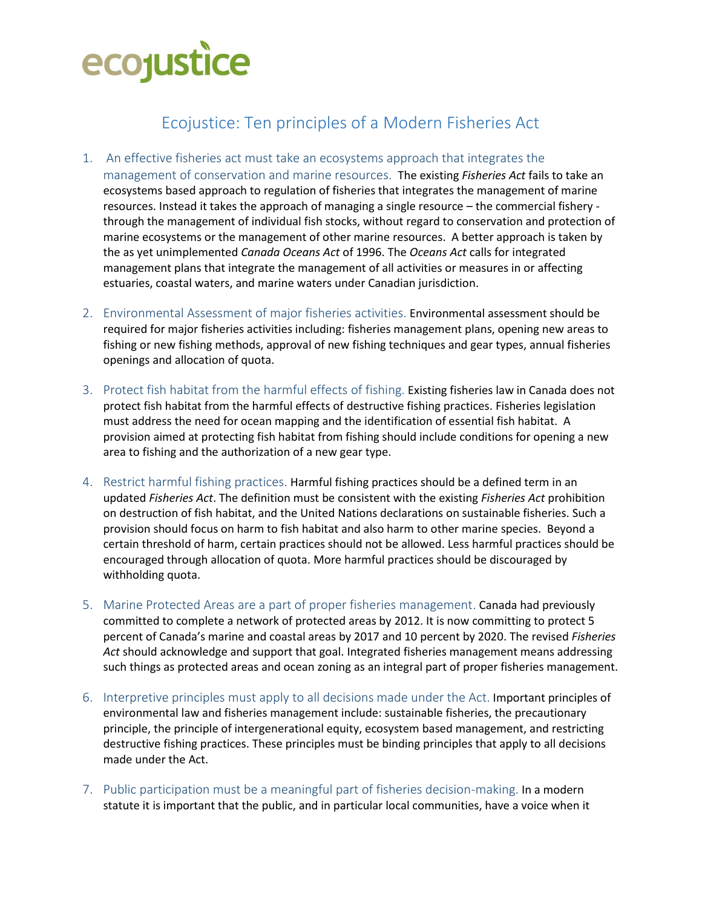ecojustice

# Ecojustice: Ten principles of a Modern Fisheries Act

1. An effective fisheries act must take an ecosystems approach that integrates the management of conservation and marine resources. The existing *Fisheries Act* fails to take an ecosystems based approach to regulation of fisheries that integrates the management of marine resources. Instead it takes the approach of managing a single resource – the commercial fishery - through the management of individual fish stocks, without regard to conservation and protection of marine ecosystems or the management of other marine resources. A better approach is taken by the as yet unimplemented *Canada Oceans Act* of 1996. The *Oceans Act* calls for integrated management plans that integrate the management of all activities or measures in or affecting estuaries, coastal waters, and marine waters under Canadian jurisdiction.

2. Environmental Assessment of major fisheries activities. Environmental assessment should be required for major fisheries activities including: fisheries management plans, opening new areas to fishing or new fishing methods, approval of new fishing techniques and gear types, annual fisheries openings and allocation of quota.

3. Protect fish habitat from the harmful effects of fishing. Existing fisheries law in Canada does not protect fish habitat from the harmful effects of destructive fishing practices. Fisheries legislation must address the need for ocean mapping and the identification of essential fish habitat. A provision aimed at protecting fish habitat from fishing should include conditions for opening a new area to fishing and the authorization of a new gear type.

4. Restrict harmful fishing practices. Harmful fishing practices should be a defined term in an updated *Fisheries Act*. The definition must be consistent with the existing *Fisheries Act* prohibition on destruction of fish habitat, and the United Nations declarations on sustainable fisheries. Such a provision should focus on harm to fish habitat and also harm to other marine species. Beyond a certain threshold of harm, certain practices should not be allowed. Less harmful practices should be encouraged through allocation of quota. More harmful practices should be discouraged by withholding quota.

5. Marine Protected Areas are a part of proper fisheries management. Canada had previously committed to complete a network of protected areas by 2012. It is now committing to protect 5 percent of Canada's marine and coastal areas by 2017 and 10 percent by 2020. The revised *Fisheries Act* should acknowledge and support that goal. Integrated fisheries management means addressing such things as protected areas and ocean zoning as an integral part of proper fisheries management.

6. Interpretive principles must apply to all decisions made under the Act. Important principles of environmental law and fisheries management include: sustainable fisheries, the precautionary principle, the principle of intergenerational equity, ecosystem based management, and restricting destructive fishing practices. These principles must be binding principles that apply to all decisions made under the Act.

7. Public participation must be a meaningful part of fisheries decision-making. In a modern statute it is important that the public, and in particular local communities, have a voice when it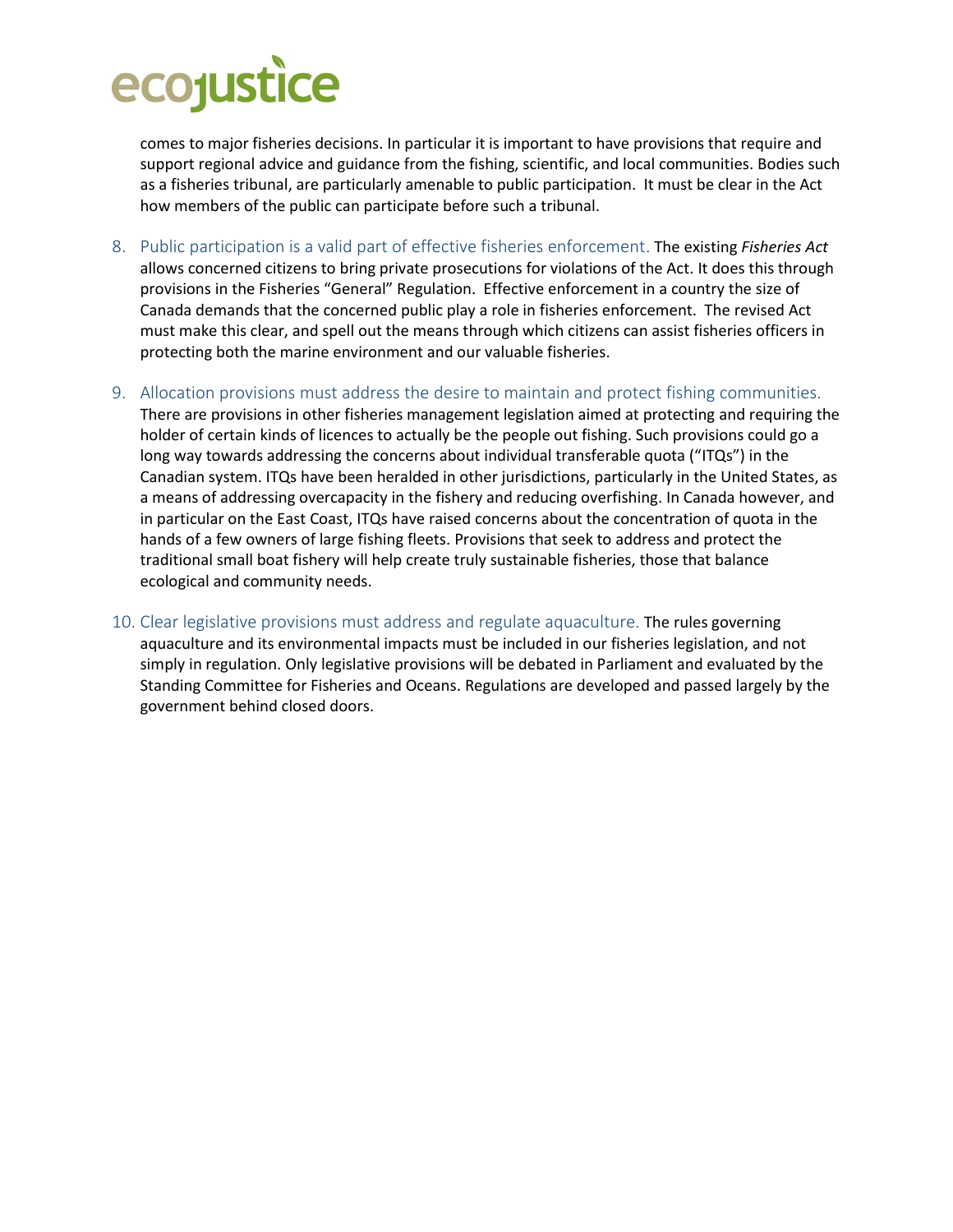comes to major fisheries decisions. In particular it is important to have provisions that require and support regional advice and guidance from the fishing, scientific, and local communities. Bodies such as a fisheries tribunal, are particularly amenable to public participation. It must be clear in the Act how members of the public can participate before such a tribunal.

8. Public participation is a valid part of effective fisheries enforcement. The existing *Fisheries Act* allows concerned citizens to bring private prosecutions for violations of the Act. It does this through provisions in the Fisheries "General" Regulation. Effective enforcement in a country the size of Canada demands that the concerned public play a role in fisheries enforcement. The revised Act must make this clear, and spell out the means through which citizens can assist fisheries officers in protecting both the marine environment and our valuable fisheries.

9. Allocation provisions must address the desire to maintain and protect fishing communities. There are provisions in other fisheries management legislation aimed at protecting and requiring the holder of certain kinds of licences to actually be the people out fishing. Such provisions could go a long way towards addressing the concerns about individual transferable quota ("ITQs") in the Canadian system. ITQs have been heralded in other jurisdictions, particularly in the United States, as a means of addressing overcapacity in the fishery and reducing overfishing. In Canada however, and in particular on the East Coast, ITQs have raised concerns about the concentration of quota in the hands of a few owners of large fishing fleets. Provisions that seek to address and protect the traditional small boat fishery will help create truly sustainable fisheries, those that balance ecological and community needs.

10. Clear legislative provisions must address and regulate aquaculture. The rules governing aquaculture and its environmental impacts must be included in our fisheries legislation, and not simply in regulation. Only legislative provisions will be debated in Parliament and evaluated by the Standing Committee for Fisheries and Oceans. Regulations are developed and passed largely by the government behind closed doors.